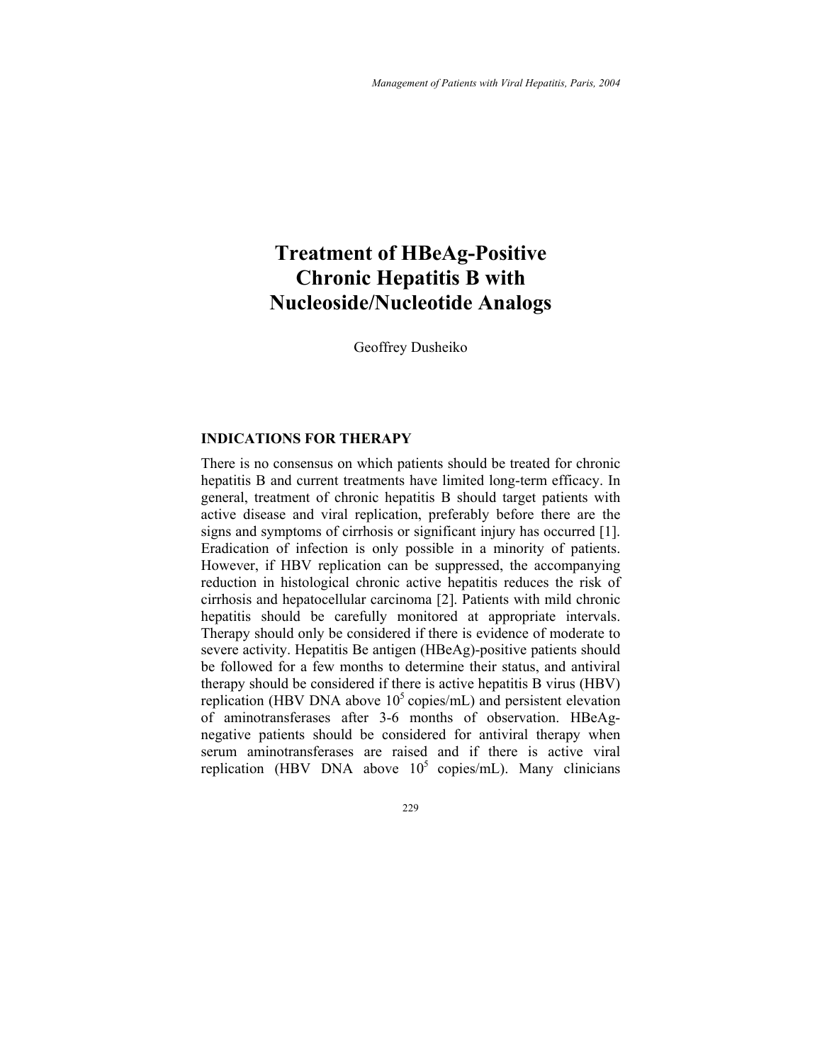# Treatment of HBeAg-Positive Chronic Hepatitis B with Nucleoside/Nucleotide Analogs

Geoffrey Dusheiko

## INDICATIONS FOR THERAPY

There is no consensus on which patients should be treated for chronic hepatitis B and current treatments have limited long-term efficacy. In general, treatment of chronic hepatitis B should target patients with active disease and viral replication, preferably before there are the signs and symptoms of cirrhosis or significant injury has occurred [1]. Eradication of infection is only possible in a minority of patients. However, if HBV replication can be suppressed, the accompanying reduction in histological chronic active hepatitis reduces the risk of cirrhosis and hepatocellular carcinoma [2]. Patients with mild chronic hepatitis should be carefully monitored at appropriate intervals. Therapy should only be considered if there is evidence of moderate to severe activity. Hepatitis Be antigen (HBeAg)-positive patients should be followed for a few months to determine their status, and antiviral therapy should be considered if there is active hepatitis B virus (HBV) replication (HBV DNA above $10^5$ copies/mL) and persistent elevation of aminotransferases after 3-6 months of observation. HBeAg-negative patients should be considered for antiviral therapy when serum aminotransferases are raised and if there is active viral replication (HBV DNA above $10^5$ copies/mL). Many clinicians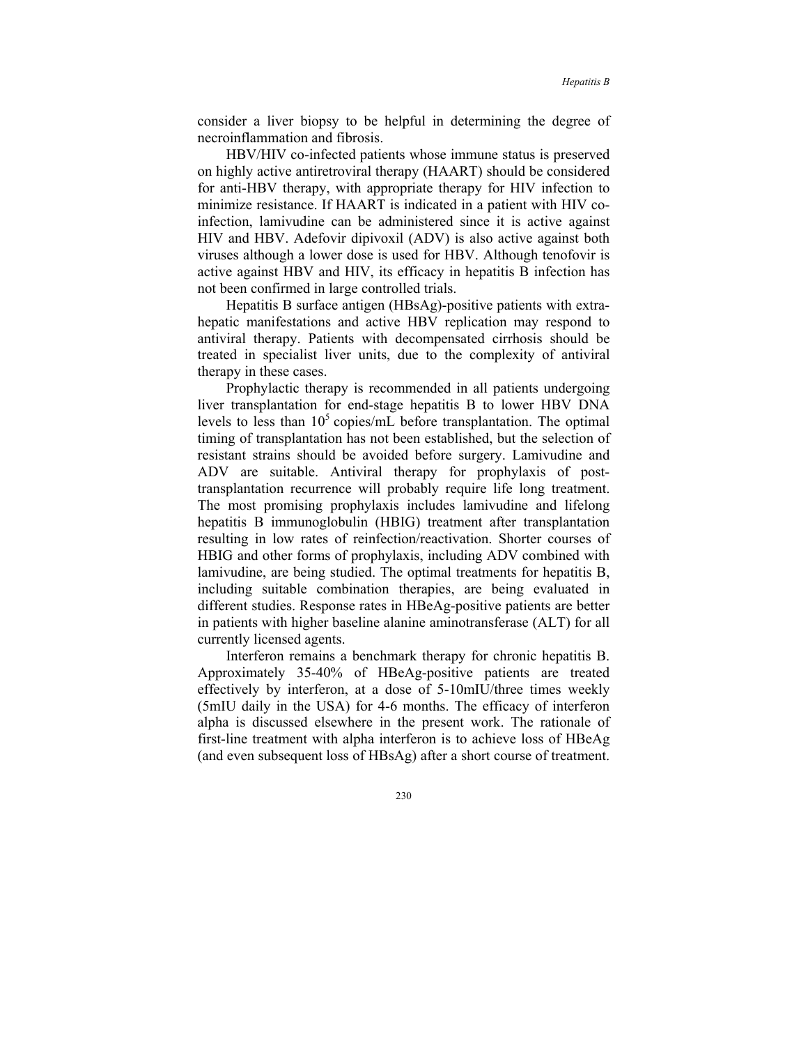consider a liver biopsy to be helpful in determining the degree of necroinflammation and fibrosis.

HBV/HIV co-infected patients whose immune status is preserved on highly active antiretroviral therapy (HAART) should be considered for anti-HBV therapy, with appropriate therapy for HIV infection to minimize resistance. If HAART is indicated in a patient with HIV co-infection, lamivudine can be administered since it is active against HIV and HBV. Adefovir dipivoxil (ADV) is also active against both viruses although a lower dose is used for HBV. Although tenofovir is active against HBV and HIV, its efficacy in hepatitis B infection has not been confirmed in large controlled trials.

Hepatitis B surface antigen (HBsAg)-positive patients with extra-hepatic manifestations and active HBV replication may respond to antiviral therapy. Patients with decompensated cirrhosis should be treated in specialist liver units, due to the complexity of antiviral therapy in these cases.

Prophylactic therapy is recommended in all patients undergoing liver transplantation for end-stage hepatitis B to lower HBV DNA levels to less than $10^5$ copies/mL before transplantation. The optimal timing of transplantation has not been established, but the selection of resistant strains should be avoided before surgery. Lamivudine and ADV are suitable. Antiviral therapy for prophylaxis of post-transplantation recurrence will probably require life long treatment. The most promising prophylaxis includes lamivudine and lifelong hepatitis B immunoglobulin (HBIG) treatment after transplantation resulting in low rates of reinfection/reactivation. Shorter courses of HBIG and other forms of prophylaxis, including ADV combined with lamivudine, are being studied. The optimal treatments for hepatitis B, including suitable combination therapies, are being evaluated in different studies. Response rates in HBeAg-positive patients are better in patients with higher baseline alanine aminotransferase (ALT) for all currently licensed agents.

Interferon remains a benchmark therapy for chronic hepatitis B. Approximately 35-40% of HBeAg-positive patients are treated effectively by interferon, at a dose of 5-10mIU/three times weekly (5mIU daily in the USA) for 4-6 months. The efficacy of interferon alpha is discussed elsewhere in the present work. The rationale of first-line treatment with alpha interferon is to achieve loss of HBeAg (and even subsequent loss of HBsAg) after a short course of treatment.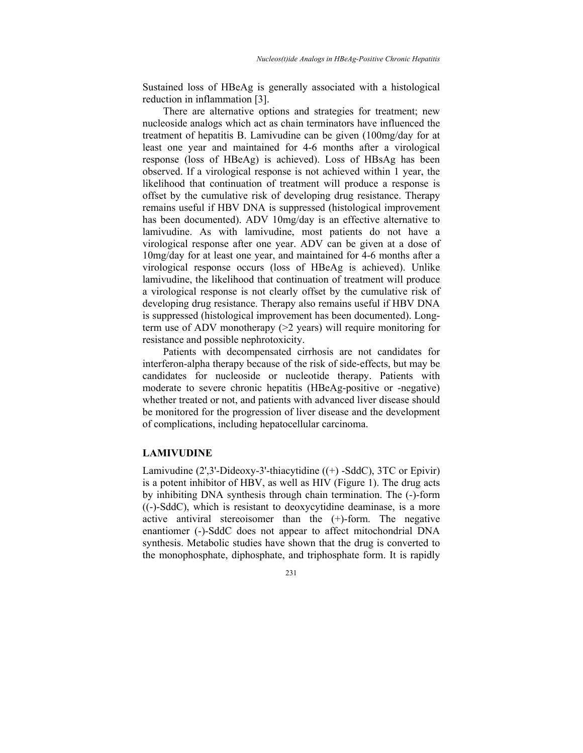Sustained loss of HBeAg is generally associated with a histological reduction in inflammation [3].

There are alternative options and strategies for treatment; new nucleoside analogs which act as chain terminators have influenced the treatment of hepatitis B. Lamivudine can be given (100mg/day for at least one year and maintained for 4-6 months after a virological response (loss of HBeAg) is achieved). Loss of HBsAg has been observed. If a virological response is not achieved within 1 year, the likelihood that continuation of treatment will produce a response is offset by the cumulative risk of developing drug resistance. Therapy remains useful if HBV DNA is suppressed (histological improvement has been documented). ADV 10mg/day is an effective alternative to lamivudine. As with lamivudine, most patients do not have a virological response after one year. ADV can be given at a dose of 10mg/day for at least one year, and maintained for 4-6 months after a virological response occurs (loss of HBeAg is achieved). Unlike lamivudine, the likelihood that continuation of treatment will produce a virological response is not clearly offset by the cumulative risk of developing drug resistance. Therapy also remains useful if HBV DNA is suppressed (histological improvement has been documented). Long-term use of ADV monotherapy (>2 years) will require monitoring for resistance and possible nephrotoxicity.

Patients with decompensated cirrhosis are not candidates for interferon-alpha therapy because of the risk of side-effects, but may be candidates for nucleoside or nucleotide therapy. Patients with moderate to severe chronic hepatitis (HBeAg-positive or -negative) whether treated or not, and patients with advanced liver disease should be monitored for the progression of liver disease and the development of complications, including hepatocellular carcinoma.

## LAMIVUDINE

Lamivudine (2',3'-Dideoxy-3'-thiacytidine ((+) -SddC), 3TC or Epivir) is a potent inhibitor of HBV, as well as HIV (Figure 1). The drug acts by inhibiting DNA synthesis through chain termination. The (-)-form ((-)-SddC), which is resistant to deoxycytidine deaminase, is a more active antiviral stereoisomer than the (+)-form. The negative enantiomer (-)-SddC does not appear to affect mitochondrial DNA synthesis. Metabolic studies have shown that the drug is converted to the monophosphate, diphosphate, and triphosphate form. It is rapidly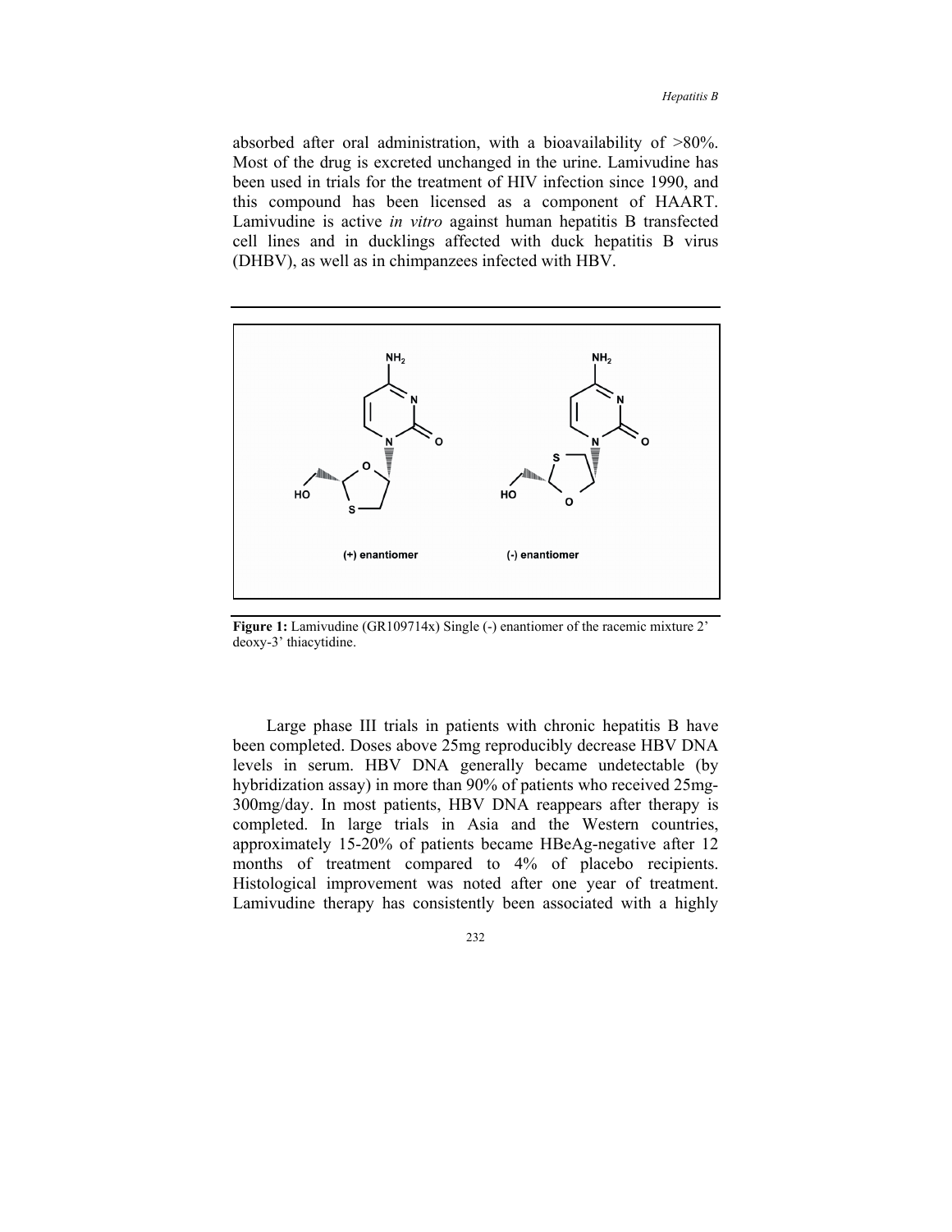absorbed after oral administration, with a bioavailability of >80%. Most of the drug is excreted unchanged in the urine. Lamivudine has been used in trials for the treatment of HIV infection since 1990, and this compound has been licensed as a component of HAART. Lamivudine is active *in vitro* against human hepatitis B transfected cell lines and in ducklings affected with duck hepatitis B virus (DHBV), as well as in chimpanzees infected with HBV.

**Figure 1:** Lamivudine (GR109714x) Single (-) enantiomer of the racemic mixture 2' deoxy-3' thiacytidine.

Large phase III trials in patients with chronic hepatitis B have been completed. Doses above 25mg reproducibly decrease HBV DNA levels in serum. HBV DNA generally became undetectable (by hybridization assay) in more than 90% of patients who received 25mg-300mg/day. In most patients, HBV DNA reappears after therapy is completed. In large trials in Asia and the Western countries, approximately 15-20% of patients became HBeAg-negative after 12 months of treatment compared to 4% of placebo recipients. Histological improvement was noted after one year of treatment. Lamivudine therapy has consistently been associated with a highly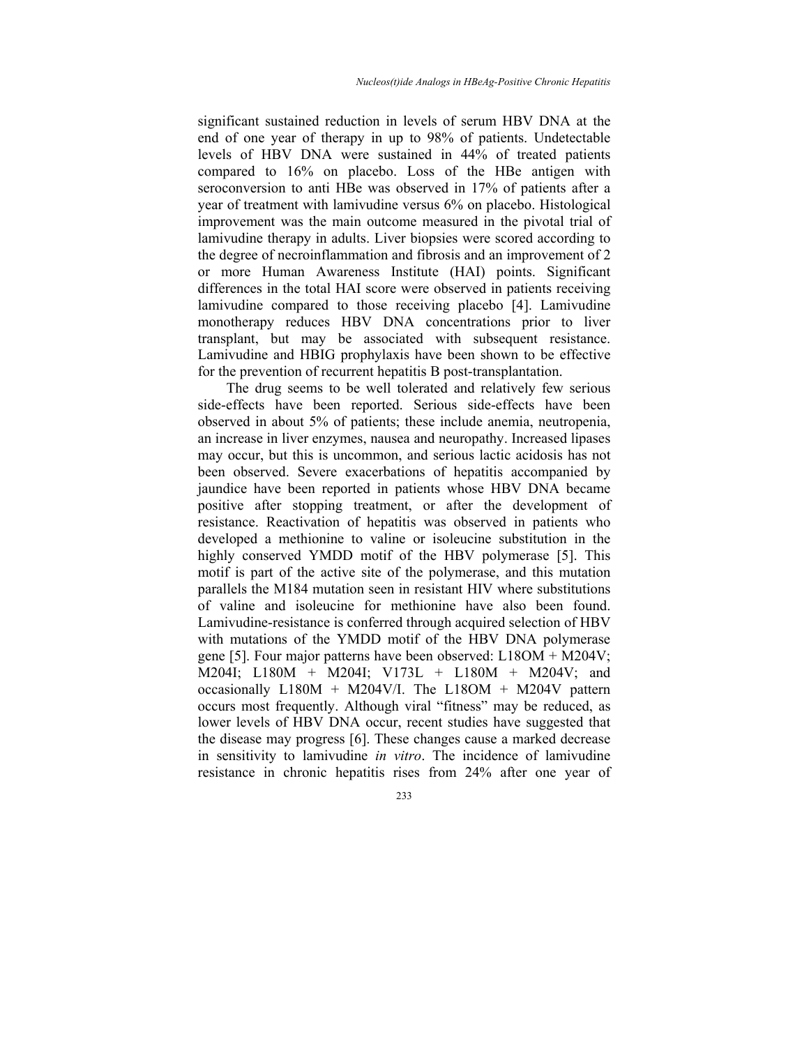significant sustained reduction in levels of serum HBV DNA at the end of one year of therapy in up to 98% of patients. Undetectable levels of HBV DNA were sustained in 44% of treated patients compared to 16% on placebo. Loss of the HBe antigen with seroconversion to anti HBe was observed in 17% of patients after a year of treatment with lamivudine versus 6% on placebo. Histological improvement was the main outcome measured in the pivotal trial of lamivudine therapy in adults. Liver biopsies were scored according to the degree of necroinflammation and fibrosis and an improvement of 2 or more Human Awareness Institute (HAI) points. Significant differences in the total HAI score were observed in patients receiving lamivudine compared to those receiving placebo [4]. Lamivudine monotherapy reduces HBV DNA concentrations prior to liver transplant, but may be associated with subsequent resistance. Lamivudine and HBIG prophylaxis have been shown to be effective for the prevention of recurrent hepatitis B post-transplantation.

The drug seems to be well tolerated and relatively few serious side-effects have been reported. Serious side-effects have been observed in about 5% of patients; these include anemia, neutropenia, an increase in liver enzymes, nausea and neuropathy. Increased lipases may occur, but this is uncommon, and serious lactic acidosis has not been observed. Severe exacerbations of hepatitis accompanied by jaundice have been reported in patients whose HBV DNA became positive after stopping treatment, or after the development of resistance. Reactivation of hepatitis was observed in patients who developed a methionine to valine or isoleucine substitution in the highly conserved YMDD motif of the HBV polymerase [5]. This motif is part of the active site of the polymerase, and this mutation parallels the M184 mutation seen in resistant HIV where substitutions of valine and isoleucine for methionine have also been found. Lamivudine-resistance is conferred through acquired selection of HBV with mutations of the YMDD motif of the HBV DNA polymerase gene [5]. Four major patterns have been observed: L18OM + M204V; M204I; L180M + M204I; V173L + L180M + M204V; and occasionally L180M + M204V/I. The L18OM + M204V pattern occurs most frequently. Although viral "fitness" may be reduced, as lower levels of HBV DNA occur, recent studies have suggested that the disease may progress [6]. These changes cause a marked decrease in sensitivity to lamivudine *in vitro*. The incidence of lamivudine resistance in chronic hepatitis rises from 24% after one year of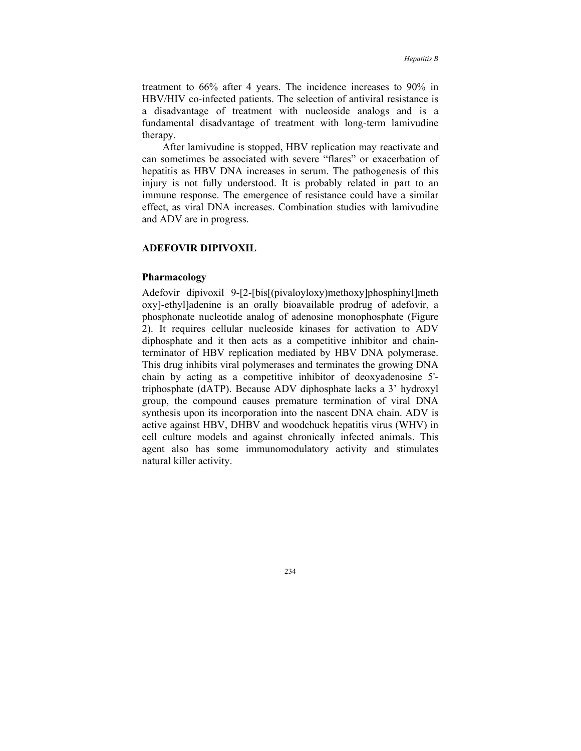treatment to 66% after 4 years. The incidence increases to 90% in HBV/HIV co-infected patients. The selection of antiviral resistance is a disadvantage of treatment with nucleoside analogs and is a fundamental disadvantage of treatment with long-term lamivudine therapy.

After lamivudine is stopped, HBV replication may reactivate and can sometimes be associated with severe "flares" or exacerbation of hepatitis as HBV DNA increases in serum. The pathogenesis of this injury is not fully understood. It is probably related in part to an immune response. The emergence of resistance could have a similar effect, as viral DNA increases. Combination studies with lamivudine and ADV are in progress.

## ADEFOVIR DIPIVOXIL

### Pharmacology

Adefovir dipivoxil 9-[2-[bis[(pivaloyloxy)methoxy]phosphinyl]methoxy]-ethyl]adenine is an orally bioavailable prodrug of adefovir, a phosphonate nucleotide analog of adenosine monophosphate (Figure 2). It requires cellular nucleoside kinases for activation to ADV diphosphate and it then acts as a competitive inhibitor and chain-terminator of HBV replication mediated by HBV DNA polymerase. This drug inhibits viral polymerases and terminates the growing DNA chain by acting as a competitive inhibitor of deoxyadenosine 5'-triphosphate (dATP). Because ADV diphosphate lacks a 3' hydroxyl group, the compound causes premature termination of viral DNA synthesis upon its incorporation into the nascent DNA chain. ADV is active against HBV, DHBV and woodchuck hepatitis virus (WHV) in cell culture models and against chronically infected animals. This agent also has some immunomodulatory activity and stimulates natural killer activity.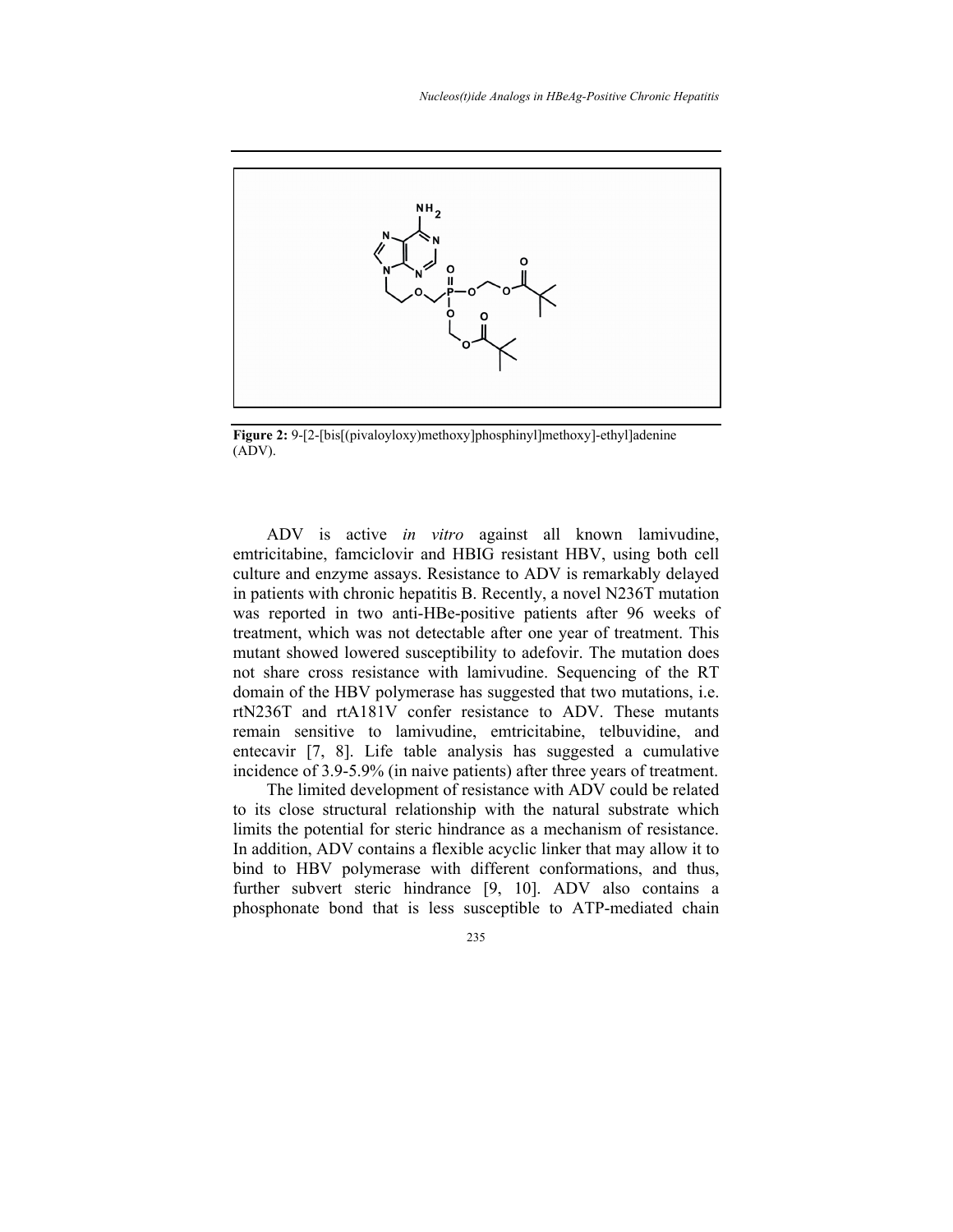**Figure 2:** 9-[2-[bis[(pivaloyloxy)methoxy]phosphinyl]methoxy]-ethyl]adenine (ADV).

ADV is active *in vitro* against all known lamivudine, emtricitabine, famciclovir and HBIG resistant HBV, using both cell culture and enzyme assays. Resistance to ADV is remarkably delayed in patients with chronic hepatitis B. Recently, a novel N236T mutation was reported in two anti-HBe-positive patients after 96 weeks of treatment, which was not detectable after one year of treatment. This mutant showed lowered susceptibility to adefovir. The mutation does not share cross resistance with lamivudine. Sequencing of the RT domain of the HBV polymerase has suggested that two mutations, i.e. rtN236T and rtA181V confer resistance to ADV. These mutants remain sensitive to lamivudine, emtricitabine, telbuvidine, and entecavir [7, 8]. Life table analysis has suggested a cumulative incidence of 3.9-5.9% (in naive patients) after three years of treatment.

The limited development of resistance with ADV could be related to its close structural relationship with the natural substrate which limits the potential for steric hindrance as a mechanism of resistance. In addition, ADV contains a flexible acyclic linker that may allow it to bind to HBV polymerase with different conformations, and thus, further subvert steric hindrance [9, 10]. ADV also contains a phosphonate bond that is less susceptible to ATP-mediated chain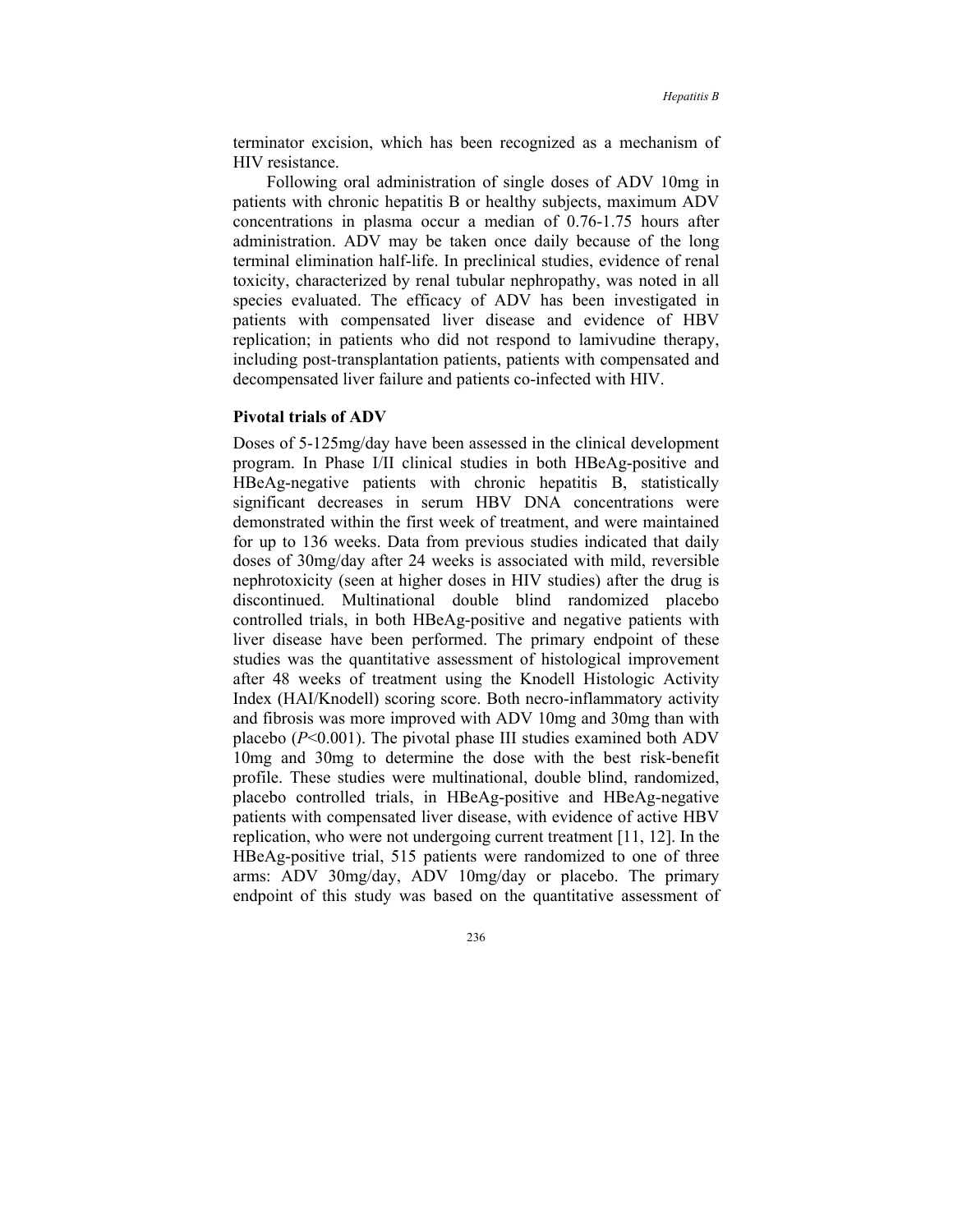terminator excision, which has been recognized as a mechanism of HIV resistance.

Following oral administration of single doses of ADV 10mg in patients with chronic hepatitis B or healthy subjects, maximum ADV concentrations in plasma occur a median of 0.76-1.75 hours after administration. ADV may be taken once daily because of the long terminal elimination half-life. In preclinical studies, evidence of renal toxicity, characterized by renal tubular nephropathy, was noted in all species evaluated. The efficacy of ADV has been investigated in patients with compensated liver disease and evidence of HBV replication; in patients who did not respond to lamivudine therapy, including post-transplantation patients, patients with compensated and decompensated liver failure and patients co-infected with HIV.

### Pivotal trials of ADV

Doses of 5-125mg/day have been assessed in the clinical development program. In Phase I/II clinical studies in both HBeAg-positive and HBeAg-negative patients with chronic hepatitis B, statistically significant decreases in serum HBV DNA concentrations were demonstrated within the first week of treatment, and were maintained for up to 136 weeks. Data from previous studies indicated that daily doses of 30mg/day after 24 weeks is associated with mild, reversible nephrotoxicity (seen at higher doses in HIV studies) after the drug is discontinued. Multinational double blind randomized placebo controlled trials, in both HBeAg-positive and negative patients with liver disease have been performed. The primary endpoint of these studies was the quantitative assessment of histological improvement after 48 weeks of treatment using the Knodell Histologic Activity Index (HAI/Knodell) scoring score. Both necro-inflammatory activity and fibrosis was more improved with ADV 10mg and 30mg than with placebo ($P<0.001$). The pivotal phase III studies examined both ADV 10mg and 30mg to determine the dose with the best risk-benefit profile. These studies were multinational, double blind, randomized, placebo controlled trials, in HBeAg-positive and HBeAg-negative patients with compensated liver disease, with evidence of active HBV replication, who were not undergoing current treatment [11, 12]. In the HBeAg-positive trial, 515 patients were randomized to one of three arms: ADV 30mg/day, ADV 10mg/day or placebo. The primary endpoint of this study was based on the quantitative assessment of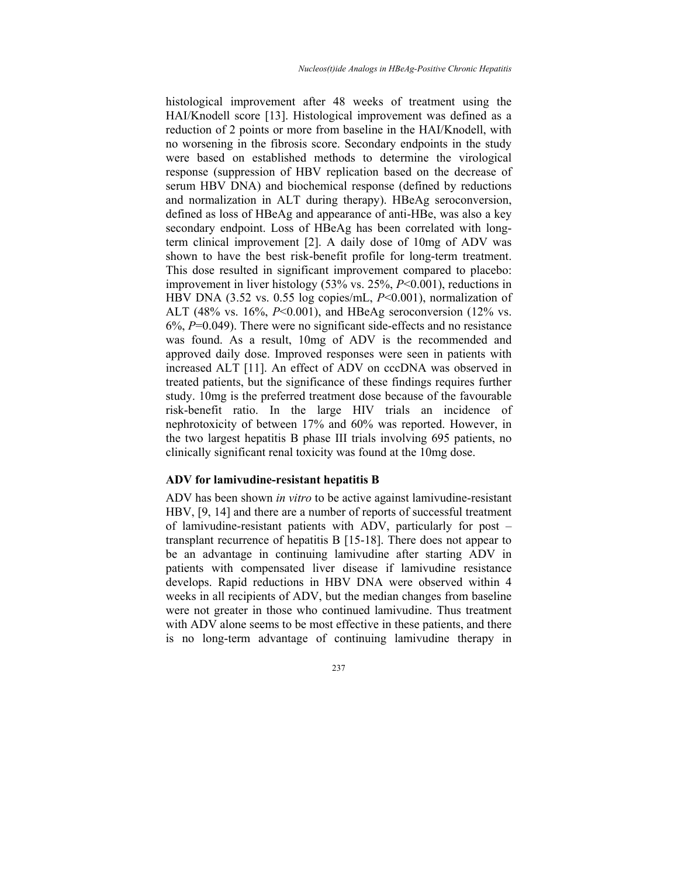histological improvement after 48 weeks of treatment using the HAI/Knodell score [13]. Histological improvement was defined as a reduction of 2 points or more from baseline in the HAI/Knodell, with no worsening in the fibrosis score. Secondary endpoints in the study were based on established methods to determine the virological response (suppression of HBV replication based on the decrease of serum HBV DNA) and biochemical response (defined by reductions and normalization in ALT during therapy). HBeAg seroconversion, defined as loss of HBeAg and appearance of anti-HBe, was also a key secondary endpoint. Loss of HBeAg has been correlated with long-term clinical improvement [2]. A daily dose of 10mg of ADV was shown to have the best risk-benefit profile for long-term treatment. This dose resulted in significant improvement compared to placebo: improvement in liver histology (53% vs. 25%, $P<0.001$), reductions in HBV DNA (3.52 vs. 0.55 log copies/mL, $P<0.001$), normalization of ALT (48% vs. 16%, $P<0.001$), and HBeAg seroconversion (12% vs. 6%, $P=0.049$). There were no significant side-effects and no resistance was found. As a result, 10mg of ADV is the recommended and approved daily dose. Improved responses were seen in patients with increased ALT [11]. An effect of ADV on cccDNA was observed in treated patients, but the significance of these findings requires further study. 10mg is the preferred treatment dose because of the favourable risk-benefit ratio. In the large HIV trials an incidence of nephrotoxicity of between 17% and 60% was reported. However, in the two largest hepatitis B phase III trials involving 695 patients, no clinically significant renal toxicity was found at the 10mg dose.

### ADV for lamivudine-resistant hepatitis B

ADV has been shown *in vitro* to be active against lamivudine-resistant HBV, [9, 14] and there are a number of reports of successful treatment of lamivudine-resistant patients with ADV, particularly for post – transplant recurrence of hepatitis B [15-18]. There does not appear to be an advantage in continuing lamivudine after starting ADV in patients with compensated liver disease if lamivudine resistance develops. Rapid reductions in HBV DNA were observed within 4 weeks in all recipients of ADV, but the median changes from baseline were not greater in those who continued lamivudine. Thus treatment with ADV alone seems to be most effective in these patients, and there is no long-term advantage of continuing lamivudine therapy in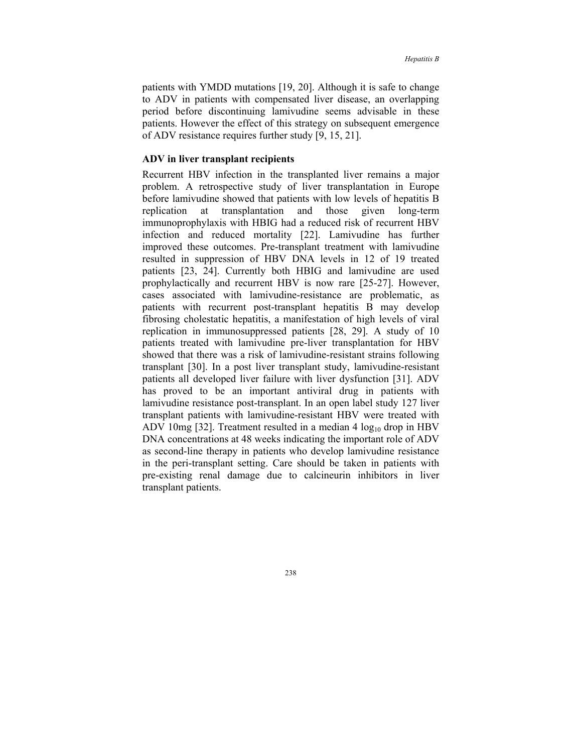patients with YMDD mutations [19, 20]. Although it is safe to change to ADV in patients with compensated liver disease, an overlapping period before discontinuing lamivudine seems advisable in these patients. However the effect of this strategy on subsequent emergence of ADV resistance requires further study [9, 15, 21].

**ADV in liver transplant recipients**

Recurrent HBV infection in the transplanted liver remains a major problem. A retrospective study of liver transplantation in Europe before lamivudine showed that patients with low levels of hepatitis B replication at transplantation and those given long-term immunoprophylaxis with HBIG had a reduced risk of recurrent HBV infection and reduced mortality [22]. Lamivudine has further improved these outcomes. Pre-transplant treatment with lamivudine resulted in suppression of HBV DNA levels in 12 of 19 treated patients [23, 24]. Currently both HBIG and lamivudine are used prophylactically and recurrent HBV is now rare [25-27]. However, cases associated with lamivudine-resistance are problematic, as patients with recurrent post-transplant hepatitis B may develop fibrosing cholestatic hepatitis, a manifestation of high levels of viral replication in immunosuppressed patients [28, 29]. A study of 10 patients treated with lamivudine pre-liver transplantation for HBV showed that there was a risk of lamivudine-resistant strains following transplant [30]. In a post liver transplant study, lamivudine-resistant patients all developed liver failure with liver dysfunction [31]. ADV has proved to be an important antiviral drug in patients with lamivudine resistance post-transplant. In an open label study 127 liver transplant patients with lamivudine-resistant HBV were treated with ADV 10mg [32]. Treatment resulted in a median 4 $\log_{10}$ drop in HBV DNA concentrations at 48 weeks indicating the important role of ADV as second-line therapy in patients who develop lamivudine resistance in the peri-transplant setting. Care should be taken in patients with pre-existing renal damage due to calcineurin inhibitors in liver transplant patients.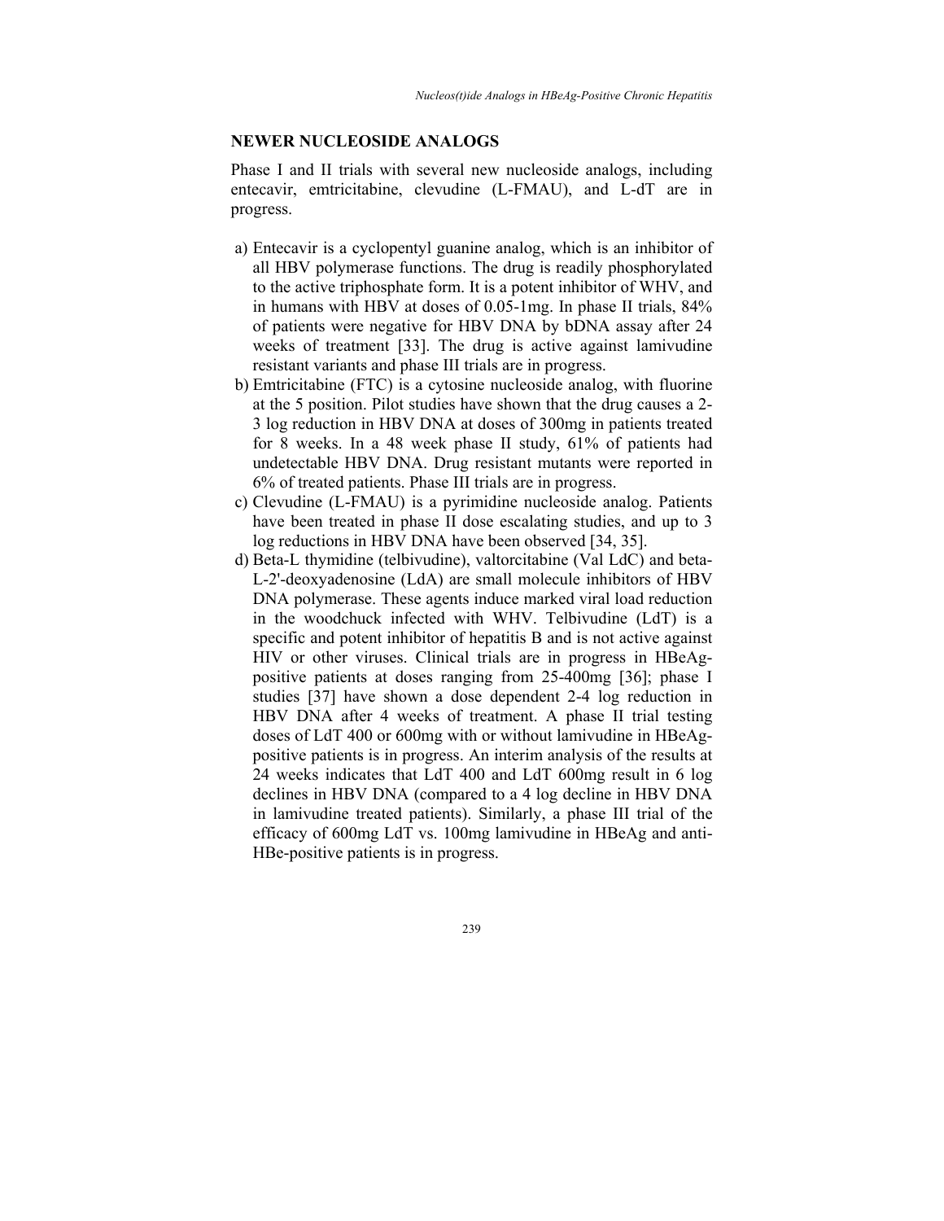## NEWER NUCLEOSIDE ANALOGS

Phase I and II trials with several new nucleoside analogs, including entecavir, emtricitabine, clevudine (L-FMAU), and L-dT are in progress.

a) Entecavir is a cyclopentyl guanine analog, which is an inhibitor of all HBV polymerase functions. The drug is readily phosphorylated to the active triphosphate form. It is a potent inhibitor of WHV, and in humans with HBV at doses of 0.05-1mg. In phase II trials, 84% of patients were negative for HBV DNA by bDNA assay after 24 weeks of treatment [33]. The drug is active against lamivudine resistant variants and phase III trials are in progress.
b) Emtricitabine (FTC) is a cytosine nucleoside analog, with fluorine at the 5 position. Pilot studies have shown that the drug causes a 2-3 log reduction in HBV DNA at doses of 300mg in patients treated for 8 weeks. In a 48 week phase II study, 61% of patients had undetectable HBV DNA. Drug resistant mutants were reported in 6% of treated patients. Phase III trials are in progress.
c) Clevudine (L-FMAU) is a pyrimidine nucleoside analog. Patients have been treated in phase II dose escalating studies, and up to 3 log reductions in HBV DNA have been observed [34, 35].
d) Beta-L thymidine (telbivudine), valtorcitabine (Val LdC) and beta-L-2'-deoxyadenosine (LdA) are small molecule inhibitors of HBV DNA polymerase. These agents induce marked viral load reduction in the woodchuck infected with WHV. Telbivudine (LdT) is a specific and potent inhibitor of hepatitis B and is not active against HIV or other viruses. Clinical trials are in progress in HBeAg-positive patients at doses ranging from 25-400mg [36]; phase I studies [37] have shown a dose dependent 2-4 log reduction in HBV DNA after 4 weeks of treatment. A phase II trial testing doses of LdT 400 or 600mg with or without lamivudine in HBeAg-positive patients is in progress. An interim analysis of the results at 24 weeks indicates that LdT 400 and LdT 600mg result in 6 log declines in HBV DNA (compared to a 4 log decline in HBV DNA in lamivudine treated patients). Similarly, a phase III trial of the efficacy of 600mg LdT vs. 100mg lamivudine in HBeAg and anti-HBe-positive patients is in progress.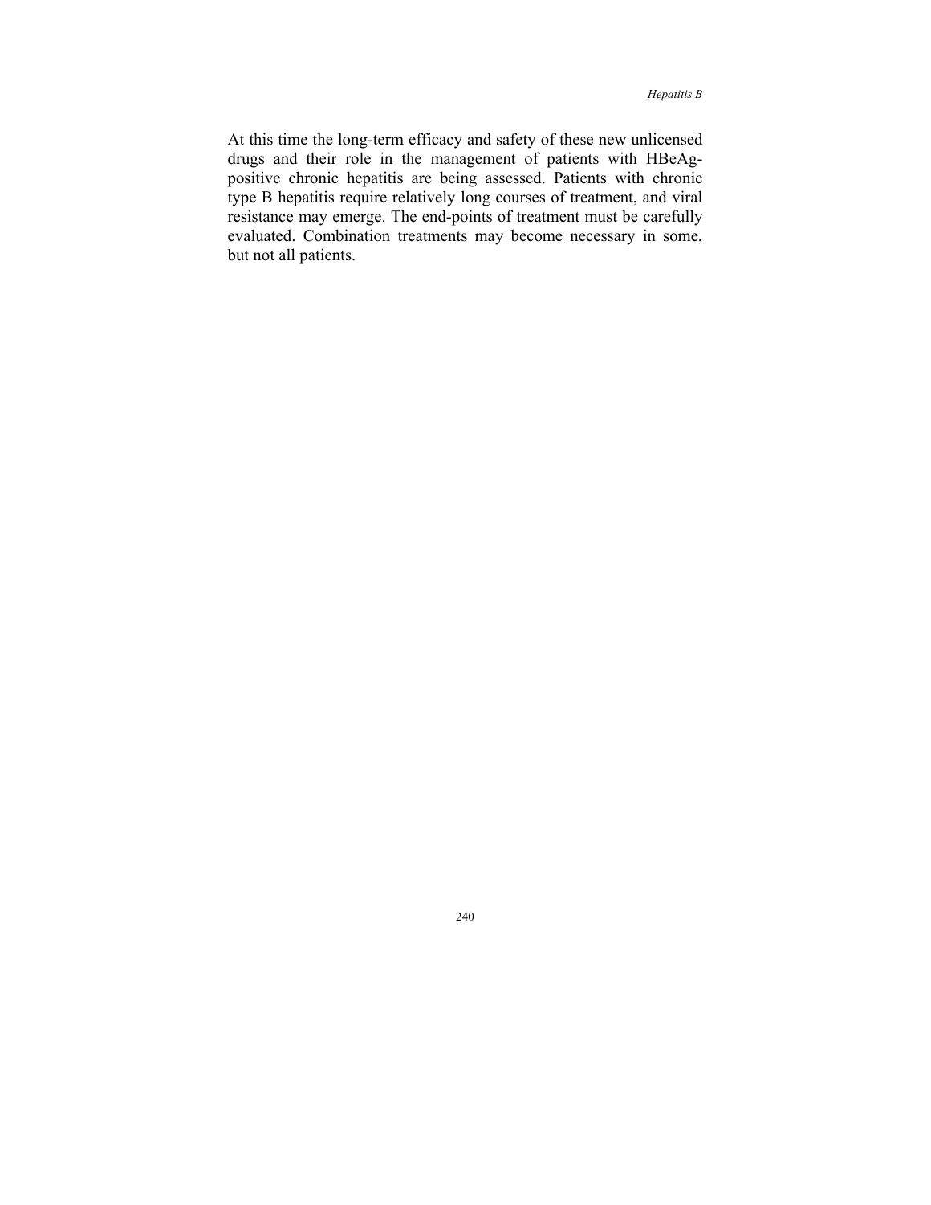At this time the long-term efficacy and safety of these new unlicensed drugs and their role in the management of patients with HBeAg-positive chronic hepatitis are being assessed. Patients with chronic type B hepatitis require relatively long courses of treatment, and viral resistance may emerge. The end-points of treatment must be carefully evaluated. Combination treatments may become necessary in some, but not all patients.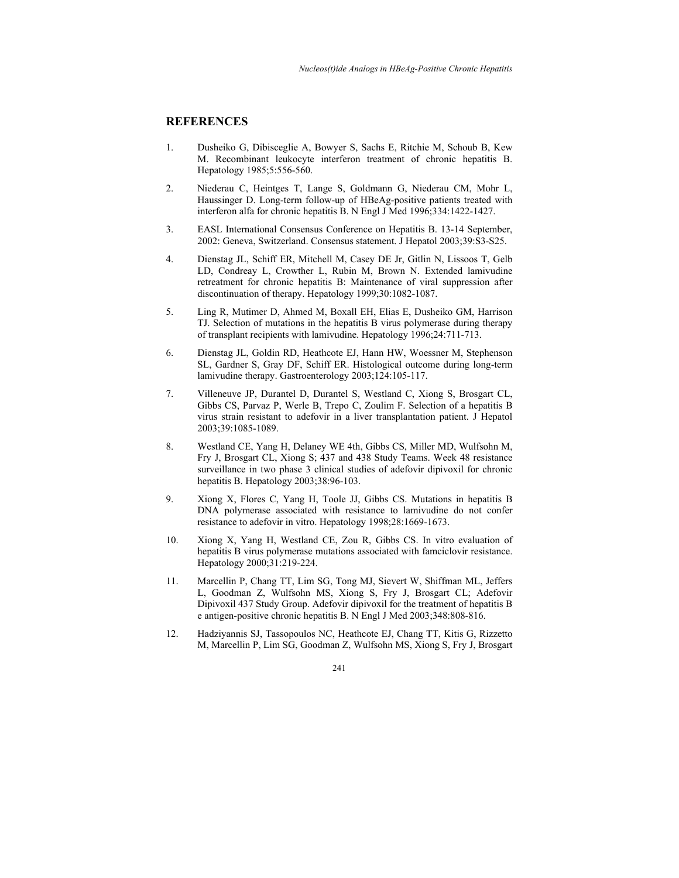## REFERENCES

1. Dusheiko G, Dibisceglie A, Bowyer S, Sachs E, Ritchie M, Schoub B, Kew M. Recombinant leukocyte interferon treatment of chronic hepatitis B. Hepatology 1985;5:556-560.

2. Niederau C, Heintges T, Lange S, Goldmann G, Niederau CM, Mohr L, Haussinger D. Long-term follow-up of HBeAg-positive patients treated with interferon alfa for chronic hepatitis B. N Engl J Med 1996;334:1422-1427.

3. EASL International Consensus Conference on Hepatitis B. 13-14 September, 2002: Geneva, Switzerland. Consensus statement. J Hepatol 2003;39:S3-S25.

4. Dienstag JL, Schiff ER, Mitchell M, Casey DE Jr, Gitlin N, Lissoos T, Gelb LD, Condreay L, Crowther L, Rubin M, Brown N. Extended lamivudine retreatment for chronic hepatitis B: Maintenance of viral suppression after discontinuation of therapy. Hepatology 1999;30:1082-1087.

5. Ling R, Mutimer D, Ahmed M, Boxall EH, Elias E, Dusheiko GM, Harrison TJ. Selection of mutations in the hepatitis B virus polymerase during therapy of transplant recipients with lamivudine. Hepatology 1996;24:711-713.

6. Dienstag JL, Goldin RD, Heathcote EJ, Hann HW, Woessner M, Stephenson SL, Gardner S, Gray DF, Schiff ER. Histological outcome during long-term lamivudine therapy. Gastroenterology 2003;124:105-117.

7. Villeneuve JP, Durantel D, Durantel S, Westland C, Xiong S, Brosgart CL, Gibbs CS, Parvaz P, Werle B, Trepo C, Zoulim F. Selection of a hepatitis B virus strain resistant to adefovir in a liver transplantation patient. J Hepatol 2003;39:1085-1089.

8. Westland CE, Yang H, Delaney WE 4th, Gibbs CS, Miller MD, Wulfsohn M, Fry J, Brosgart CL, Xiong S; 437 and 438 Study Teams. Week 48 resistance surveillance in two phase 3 clinical studies of adefovir dipivoxil for chronic hepatitis B. Hepatology 2003;38:96-103.

9. Xiong X, Flores C, Yang H, Toole JJ, Gibbs CS. Mutations in hepatitis B DNA polymerase associated with resistance to lamivudine do not confer resistance to adefovir in vitro. Hepatology 1998;28:1669-1673.

10. Xiong X, Yang H, Westland CE, Zou R, Gibbs CS. In vitro evaluation of hepatitis B virus polymerase mutations associated with famciclovir resistance. Hepatology 2000;31:219-224.

11. Marcellin P, Chang TT, Lim SG, Tong MJ, Sievert W, Shiffman ML, Jeffers L, Goodman Z, Wulfsohn MS, Xiong S, Fry J, Brosgart CL; Adefovir Dipivoxil 437 Study Group. Adefovir dipivoxil for the treatment of hepatitis B e antigen-positive chronic hepatitis B. N Engl J Med 2003;348:808-816.

12. Hadziyannis SJ, Tassopoulos NC, Heathcote EJ, Chang TT, Kitis G, Rizzetto M, Marcellin P, Lim SG, Goodman Z, Wulfsohn MS, Xiong S, Fry J, Brosgart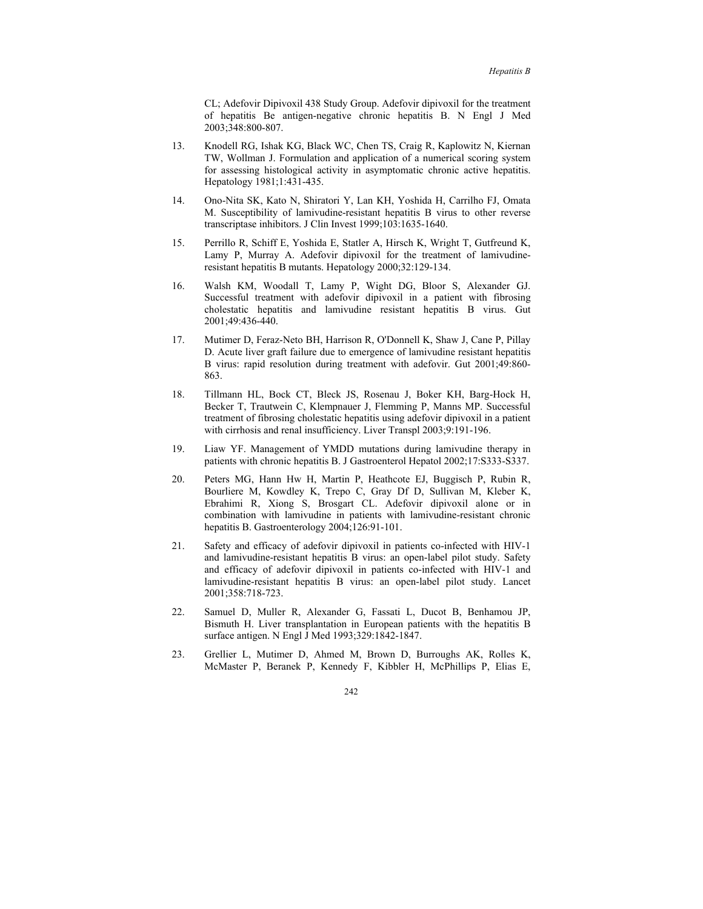CL; Adefovir Dipivoxil 438 Study Group. Adefovir dipivoxil for the treatment of hepatitis Be antigen-negative chronic hepatitis B. N Engl J Med 2003;348:800-807.

13. Knodell RG, Ishak KG, Black WC, Chen TS, Craig R, Kaplowitz N, Kiernan TW, Wollman J. Formulation and application of a numerical scoring system for assessing histological activity in asymptomatic chronic active hepatitis. Hepatology 1981;1:431-435.

14. Ono-Nita SK, Kato N, Shiratori Y, Lan KH, Yoshida H, Carrilho FJ, Omata M. Susceptibility of lamivudine-resistant hepatitis B virus to other reverse transcriptase inhibitors. J Clin Invest 1999;103:1635-1640.

15. Perrillo R, Schiff E, Yoshida E, Statler A, Hirsch K, Wright T, Gutfreund K, Lamy P, Murray A. Adefovir dipivoxil for the treatment of lamivudine-resistant hepatitis B mutants. Hepatology 2000;32:129-134.

16. Walsh KM, Woodall T, Lamy P, Wight DG, Bloor S, Alexander GJ. Successful treatment with adefovir dipivoxil in a patient with fibrosing cholestatic hepatitis and lamivudine resistant hepatitis B virus. Gut 2001;49:436-440.

17. Mutimer D, Feraz-Neto BH, Harrison R, O'Donnell K, Shaw J, Cane P, Pillay D. Acute liver graft failure due to emergence of lamivudine resistant hepatitis B virus: rapid resolution during treatment with adefovir. Gut 2001;49:860-863.

18. Tillmann HL, Bock CT, Bleck JS, Rosenau J, Boker KH, Barg-Hock H, Becker T, Trautwein C, Klempnauer J, Flemming P, Manns MP. Successful treatment of fibrosing cholestatic hepatitis using adefovir dipivoxil in a patient with cirrhosis and renal insufficiency. Liver Transpl 2003;9:191-196.

19. Liaw YF. Management of YMDD mutations during lamivudine therapy in patients with chronic hepatitis B. J Gastroenterol Hepatol 2002;17:S333-S337.

20. Peters MG, Hann Hw H, Martin P, Heathcote EJ, Buggisch P, Rubin R, Bourliere M, Kowdley K, Trepo C, Gray Df D, Sullivan M, Kleber K, Ebrahimi R, Xiong S, Brosgart CL. Adefovir dipivoxil alone or in combination with lamivudine in patients with lamivudine-resistant chronic hepatitis B. Gastroenterology 2004;126:91-101.

21. Safety and efficacy of adefovir dipivoxil in patients co-infected with HIV-1 and lamivudine-resistant hepatitis B virus: an open-label pilot study. Safety and efficacy of adefovir dipivoxil in patients co-infected with HIV-1 and lamivudine-resistant hepatitis B virus: an open-label pilot study. Lancet 2001;358:718-723.

22. Samuel D, Muller R, Alexander G, Fassati L, Ducot B, Benhamou JP, Bismuth H. Liver transplantation in European patients with the hepatitis B surface antigen. N Engl J Med 1993;329:1842-1847.

23. Grellier L, Mutimer D, Ahmed M, Brown D, Burroughs AK, Rolles K, McMaster P, Beranek P, Kennedy F, Kibbler H, McPhillips P, Elias E,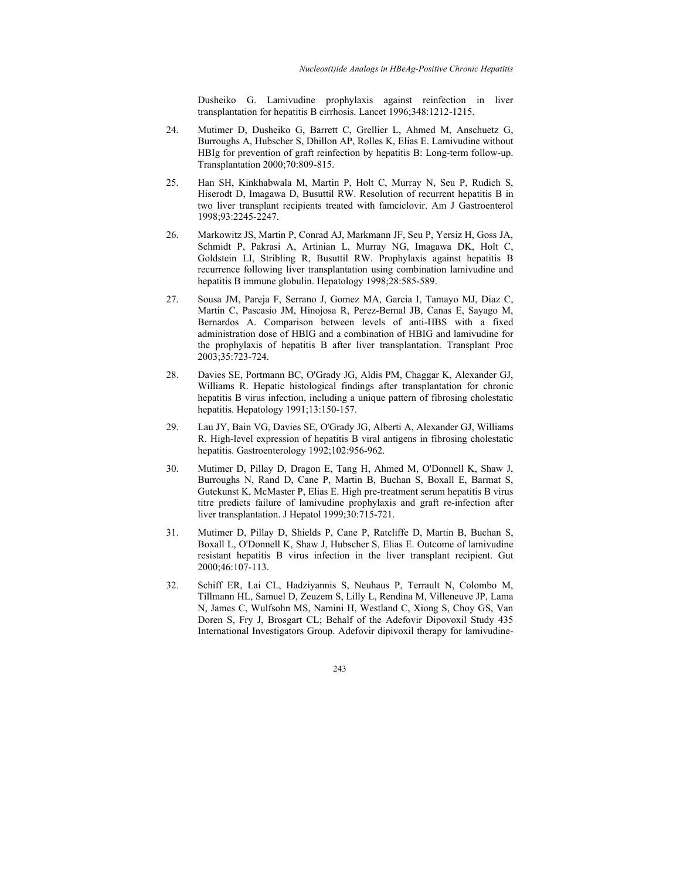Dusheiko G. Lamivudine prophylaxis against reinfection in liver transplantation for hepatitis B cirrhosis. Lancet 1996;348:1212-1215.

24. Mutimer D, Dusheiko G, Barrett C, Grellier L, Ahmed M, Anschuetz G, Burroughs A, Hubscher S, Dhillon AP, Rolles K, Elias E. Lamivudine without HBIg for prevention of graft reinfection by hepatitis B: Long-term follow-up. Transplantation 2000;70:809-815.

25. Han SH, Kinkhabwala M, Martin P, Holt C, Murray N, Seu P, Rudich S, Hiserodt D, Imagawa D, Busuttil RW. Resolution of recurrent hepatitis B in two liver transplant recipients treated with famciclovir. Am J Gastroenterol 1998;93:2245-2247.

26. Markowitz JS, Martin P, Conrad AJ, Markmann JF, Seu P, Yersiz H, Goss JA, Schmidt P, Pakrasi A, Artinian L, Murray NG, Imagawa DK, Holt C, Goldstein LI, Stribling R, Busuttil RW. Prophylaxis against hepatitis B recurrence following liver transplantation using combination lamivudine and hepatitis B immune globulin. Hepatology 1998;28:585-589.

27. Sousa JM, Pareja F, Serrano J, Gomez MA, Garcia I, Tamayo MJ, Diaz C, Martin C, Pascasio JM, Hinojosa R, Perez-Bernal JB, Canas E, Sayago M, Bernardos A. Comparison between levels of anti-HBS with a fixed administration dose of HBIG and a combination of HBIG and lamivudine for the prophylaxis of hepatitis B after liver transplantation. Transplant Proc 2003;35:723-724.

28. Davies SE, Portmann BC, O'Grady JG, Aldis PM, Chaggar K, Alexander GJ, Williams R. Hepatic histological findings after transplantation for chronic hepatitis B virus infection, including a unique pattern of fibrosing cholestatic hepatitis. Hepatology 1991;13:150-157.

29. Lau JY, Bain VG, Davies SE, O'Grady JG, Alberti A, Alexander GJ, Williams R. High-level expression of hepatitis B viral antigens in fibrosing cholestatic hepatitis. Gastroenterology 1992;102:956-962.

30. Mutimer D, Pillay D, Dragon E, Tang H, Ahmed M, O'Donnell K, Shaw J, Burroughs N, Rand D, Cane P, Martin B, Buchan S, Boxall E, Barmat S, Gutekunst K, McMaster P, Elias E. High pre-treatment serum hepatitis B virus titre predicts failure of lamivudine prophylaxis and graft re-infection after liver transplantation. J Hepatol 1999;30:715-721.

31. Mutimer D, Pillay D, Shields P, Cane P, Ratcliffe D, Martin B, Buchan S, Boxall L, O'Donnell K, Shaw J, Hubscher S, Elias E. Outcome of lamivudine resistant hepatitis B virus infection in the liver transplant recipient. Gut 2000;46:107-113.

32. Schiff ER, Lai CL, Hadziyannis S, Neuhaus P, Terrault N, Colombo M, Tillmann HL, Samuel D, Zeuzem S, Lilly L, Rendina M, Villeneuve JP, Lama N, James C, Wulfsohn MS, Namini H, Westland C, Xiong S, Choy GS, Van Doren S, Fry J, Brosgart CL; Behalf of the Adefovir Dipovoxil Study 435 International Investigators Group. Adefovir dipivoxil therapy for lamivudine-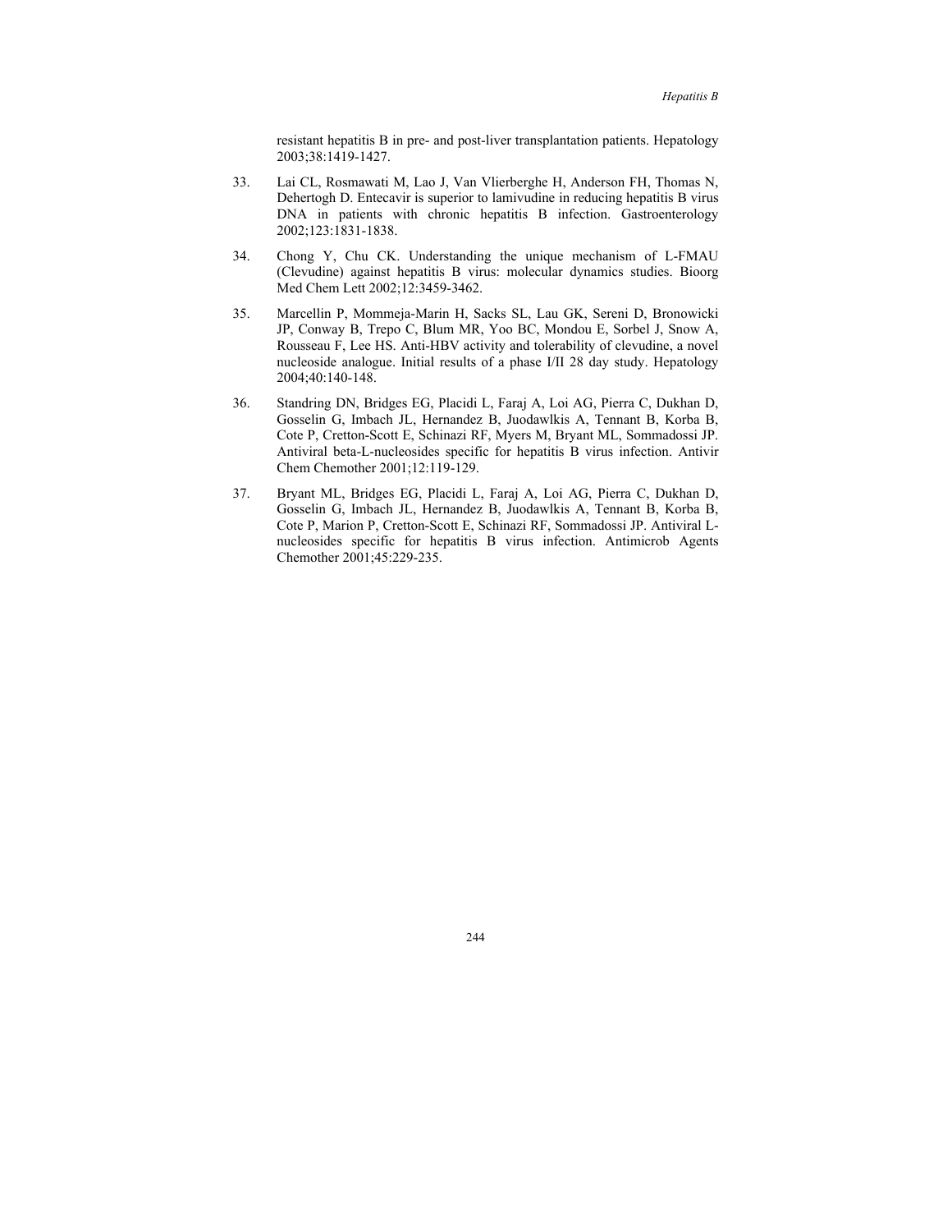resistant hepatitis B in pre- and post-liver transplantation patients. Hepatology 2003;38:1419-1427.

33. Lai CL, Rosmawati M, Lao J, Van Vlierberghe H, Anderson FH, Thomas N, Dehertogh D. Entecavir is superior to lamivudine in reducing hepatitis B virus DNA in patients with chronic hepatitis B infection. Gastroenterology 2002;123:1831-1838.

34. Chong Y, Chu CK. Understanding the unique mechanism of L-FMAU (Clevudine) against hepatitis B virus: molecular dynamics studies. Bioorg Med Chem Lett 2002;12:3459-3462.

35. Marcellin P, Mommeja-Marin H, Sacks SL, Lau GK, Sereni D, Bronowicki JP, Conway B, Trepo C, Blum MR, Yoo BC, Mondou E, Sorbel J, Snow A, Rousseau F, Lee HS. Anti-HBV activity and tolerability of clevudine, a novel nucleoside analogue. Initial results of a phase I/II 28 day study. Hepatology 2004;40:140-148.

36. Standring DN, Bridges EG, Placidi L, Faraj A, Loi AG, Pierra C, Dukhan D, Gosselin G, Imbach JL, Hernandez B, Juodawlkis A, Tennant B, Korba B, Cote P, Cretton-Scott E, Schinazi RF, Myers M, Bryant ML, Sommadossi JP. Antiviral beta-L-nucleosides specific for hepatitis B virus infection. Antivir Chem Chemother 2001;12:119-129.

37. Bryant ML, Bridges EG, Placidi L, Faraj A, Loi AG, Pierra C, Dukhan D, Gosselin G, Imbach JL, Hernandez B, Juodawlkis A, Tennant B, Korba B, Cote P, Marion P, Cretton-Scott E, Schinazi RF, Sommadossi JP. Antiviral L-nucleosides specific for hepatitis B virus infection. Antimicrob Agents Chemother 2001;45:229-235.